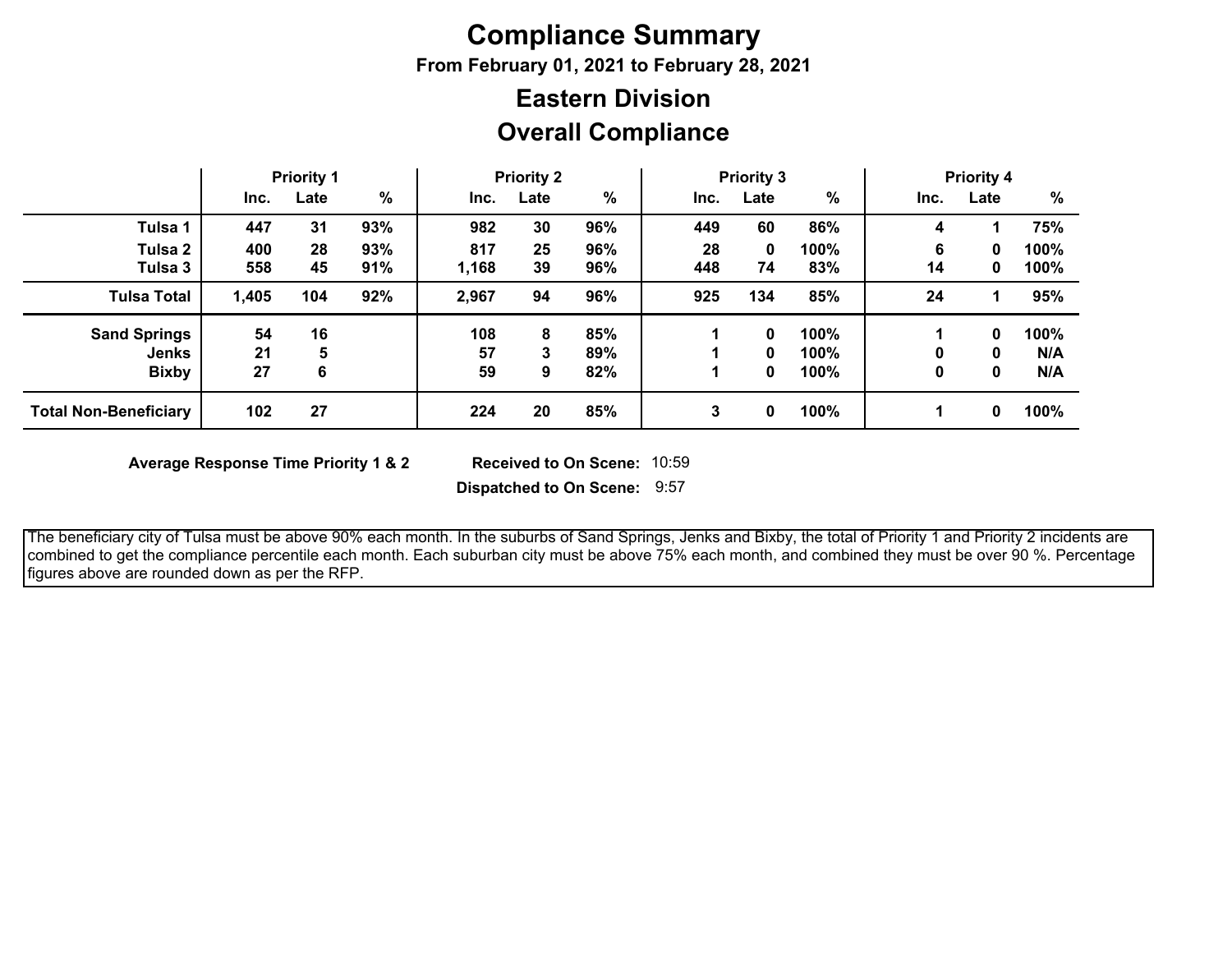# Compliance Summary

**From February 01, 2021 to February 28, 2021**

## Eastern Division

## Overall Compliance

| | Priority 1 | | | Priority 2 | | | Priority 3 | | | Priority 4 | | |
|---|---|---|---|---|---|---|---|---|---|---|---|---|
| | Inc. | Late | % | Inc. | Late | % | Inc. | Late | % | Inc. | Late | % |
| **Tulsa 1** | 447 | 31 | 93% | 982 | 30 | 96% | 449 | 60 | 86% | 4 | 1 | 75% |
| **Tulsa 2** | 400 | 28 | 93% | 817 | 25 | 96% | 28 | 0 | 100% | 6 | 0 | 100% |
| **Tulsa 3** | 558 | 45 | 91% | 1,168 | 39 | 96% | 448 | 74 | 83% | 14 | 0 | 100% |
| **Tulsa Total** | 1,405 | 104 | 92% | 2,967 | 94 | 96% | 925 | 134 | 85% | 24 | 1 | 95% |
| **Sand Springs** | 54 | 16 | | 108 | 8 | 85% | 1 | 0 | 100% | 1 | 0 | 100% |
| **Jenks** | 21 | 5 | | 57 | 3 | 89% | 1 | 0 | 100% | 0 | 0 | N/A |
| **Bixby** | 27 | 6 | | 59 | 9 | 82% | 1 | 0 | 100% | 0 | 0 | N/A |
| **Total Non-Beneficiary** | 102 | 27 | | 224 | 20 | 85% | 3 | 0 | 100% | 1 | 0 | 100% |

**Average Response Time Priority 1 & 2**

**Received to On Scene:** 10:59

**Dispatched to On Scene:** 9:57

The beneficiary city of Tulsa must be above 90% each month. In the suburbs of Sand Springs, Jenks and Bixby, the total of Priority 1 and Priority 2 incidents are combined to get the compliance percentile each month. Each suburban city must be above 75% each month, and combined they must be over 90 %. Percentage figures above are rounded down as per the RFP.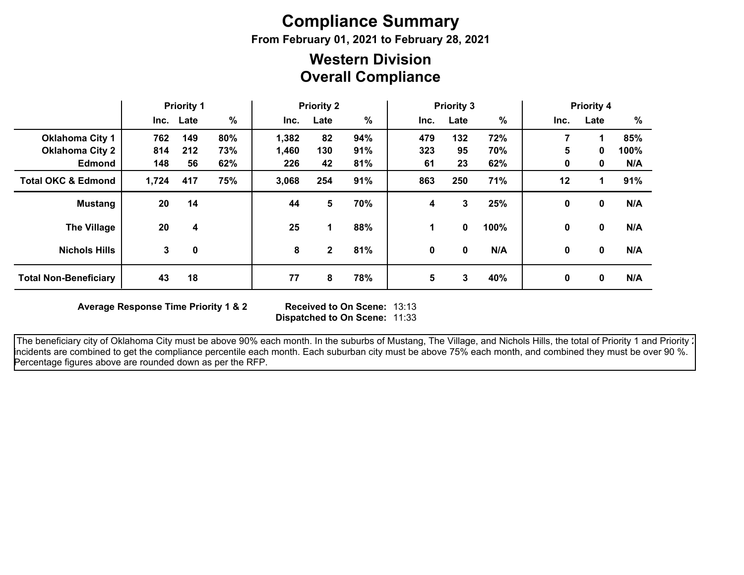# Compliance Summary

**From February 01, 2021 to February 28, 2021**

## Western Division
## Overall Compliance

| | Priority 1 | | | Priority 2 | | | Priority 3 | | | Priority 4 | | |
|---|---|---|---|---|---|---|---|---|---|---|---|---|
| | Inc. | Late | % | Inc. | Late | % | Inc. | Late | % | Inc. | Late | % |
| **Oklahoma City 1** | 762 | 149 | 80% | 1,382 | 82 | 94% | 479 | 132 | 72% | 7 | 1 | 85% |
| **Oklahoma City 2** | 814 | 212 | 73% | 1,460 | 130 | 91% | 323 | 95 | 70% | 5 | 0 | 100% |
| **Edmond** | 148 | 56 | 62% | 226 | 42 | 81% | 61 | 23 | 62% | 0 | 0 | N/A |
| **Total OKC & Edmond** | 1,724 | 417 | 75% | 3,068 | 254 | 91% | 863 | 250 | 71% | 12 | 1 | 91% |
| **Mustang** | 20 | 14 | | 44 | 5 | 70% | 4 | 3 | 25% | 0 | 0 | N/A |
| **The Village** | 20 | 4 | | 25 | 1 | 88% | 1 | 0 | 100% | 0 | 0 | N/A |
| **Nichols Hills** | 3 | 0 | | 8 | 2 | 81% | 0 | 0 | N/A | 0 | 0 | N/A |
| **Total Non-Beneficiary** | 43 | 18 | | 77 | 8 | 78% | 5 | 3 | 40% | 0 | 0 | N/A |

**Average Response Time Priority 1 & 2**

**Received to On Scene:** 13:13
**Dispatched to On Scene:** 11:33

The beneficiary city of Oklahoma City must be above 90% each month. In the suburbs of Mustang, The Village, and Nichols Hills, the total of Priority 1 and Priority 2 incidents are combined to get the compliance percentile each month. Each suburban city must be above 75% each month, and combined they must be over 90 %. Percentage figures above are rounded down as per the RFP.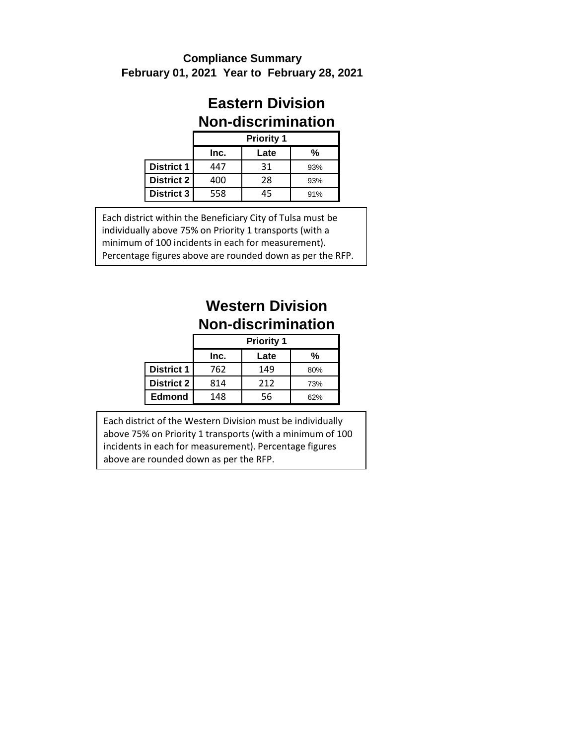**Compliance Summary**
**February 01, 2021 Year to February 28, 2021**

## Eastern Division
## Non-discrimination

| | Priority 1 | | |
|---|---|---|---|
| | Inc. | Late | % |
| District 1 | 447 | 31 | 93% |
| District 2 | 400 | 28 | 93% |
| District 3 | 558 | 45 | 91% |

Each district within the Beneficiary City of Tulsa must be individually above 75% on Priority 1 transports (with a minimum of 100 incidents in each for measurement). Percentage figures above are rounded down as per the RFP.

## Western Division
## Non-discrimination

| | Priority 1 | | |
|---|---|---|---|
| | Inc. | Late | % |
| District 1 | 762 | 149 | 80% |
| District 2 | 814 | 212 | 73% |
| Edmond | 148 | 56 | 62% |

Each district of the Western Division must be individually above 75% on Priority 1 transports (with a minimum of 100 incidents in each for measurement). Percentage figures above are rounded down as per the RFP.